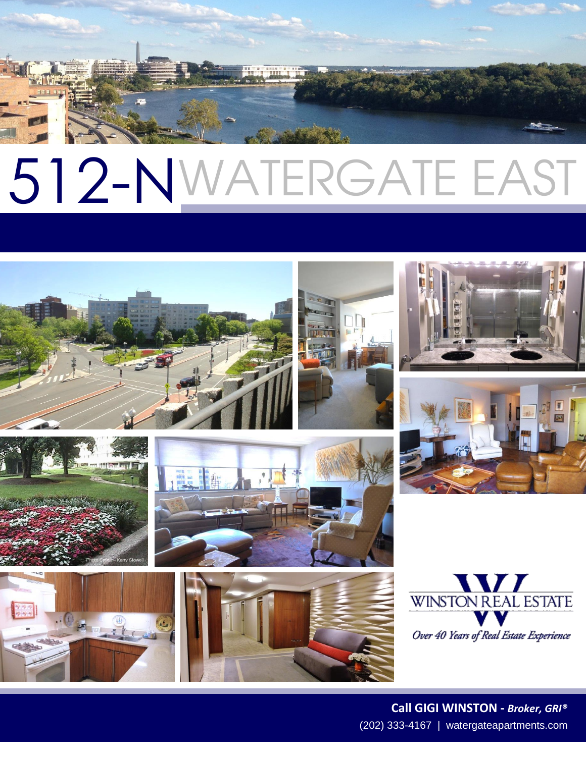# 512-N WATERGATE EAST

Photo Credit – Kerry Stowell

WINSTON REAL ESTATE

*Over 40 Years of Real Estate Experience*

**Call GIGI WINSTON - *Broker, GRI®***

(202) 333-4167 | watergateapartments.com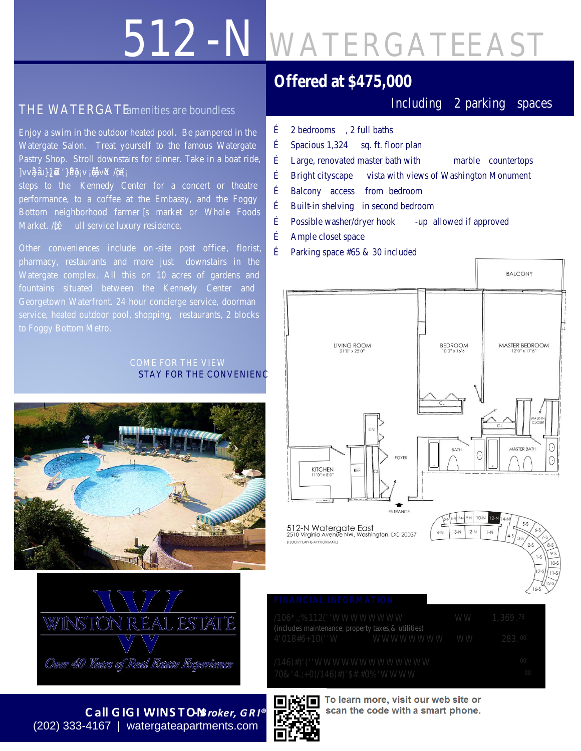# 512-N WATERGATE EAST

## Offered at $475,000

Including 2 parking spaces

- 2 bedrooms, 2 full baths
- Spacious 1,324 sq. ft. floor plan
- Large, renovated master bath with marble countertops
- Bright cityscape vista with views of Washington Monument
- Balcony access from bedroom
- Built-in shelving in second bedroom
- Possible washer/dryer hook-up allowed if approved
- Ample closet space
- Parking space #65 & 30 included

THE WATERGATE amenities are boundless

Enjoy a swim in the outdoor heated pool. Be pampered in the Watergate Salon. Treat yourself to the famous Watergate Pastry Shop. Stroll downstairs for dinner. Take in a boat ride, ]vvåå}]ŒZ'}ŒšvŒ¡ŒvX /Ÿ¡ steps to the Kennedy Center for a concert or theatre performance, to a coffee at the Embassy, and the Foggy Bottom neighborhood farmer[s market or Whole Foods Market. /Ÿ ull service luxury residence.

Other conveniences include on-site post office, florist, pharmacy, restaurants and more just downstairs in the Watergate complex. All this on 10 acres of gardens and fountains situated between the Kennedy Center and Georgetown Waterfront. 24 hour concierge service, doorman service, heated outdoor pool, shopping, restaurants, 2 blocks to Foggy Bottom Metro.

COME FOR THE VIEW
STAY FOR THE CONVENIENC

BALCONY
LIVING ROOM 21'0" x 25'0"
BEDROOM 10'0" x 16'6"
MASTER BEDROOM 12'0" x 17'6"
CL
WALK-IN CLOSET
LIN
BATH
MASTER BATH
FOYER
KITCHEN 11'0" x 8'0"
REF
ENTRANCE

512-N Watergate East
2510 Virginia Avenue NW, Washington, DC 20037
(FLOOR PLAN IS APPROXIMATE)

FINANCIAL INFORMATION

| | |
|---|---|
| /106*.;%112(''WWWWWWWWW WW (includes maintenance, property taxes,& utilities) | 1,369.78 |
| 4'018#6+10(''W WWWWWWWWW WW | 283.00 |
| /146)#)'(''WWWWWWWWWWWWWWW | 00 |
| 70&'4.;+0)/146)#)'$#.#0%'WWWWW | 00 |

WINSTON REAL ESTATE
Over 40 Years of Real Estate Experience

**Call GIGI WINSTON**, *Broker, GRI®*
(202) 333-4167 | watergateapartments.com

To learn more, visit our web site or scan the code with a smart phone.